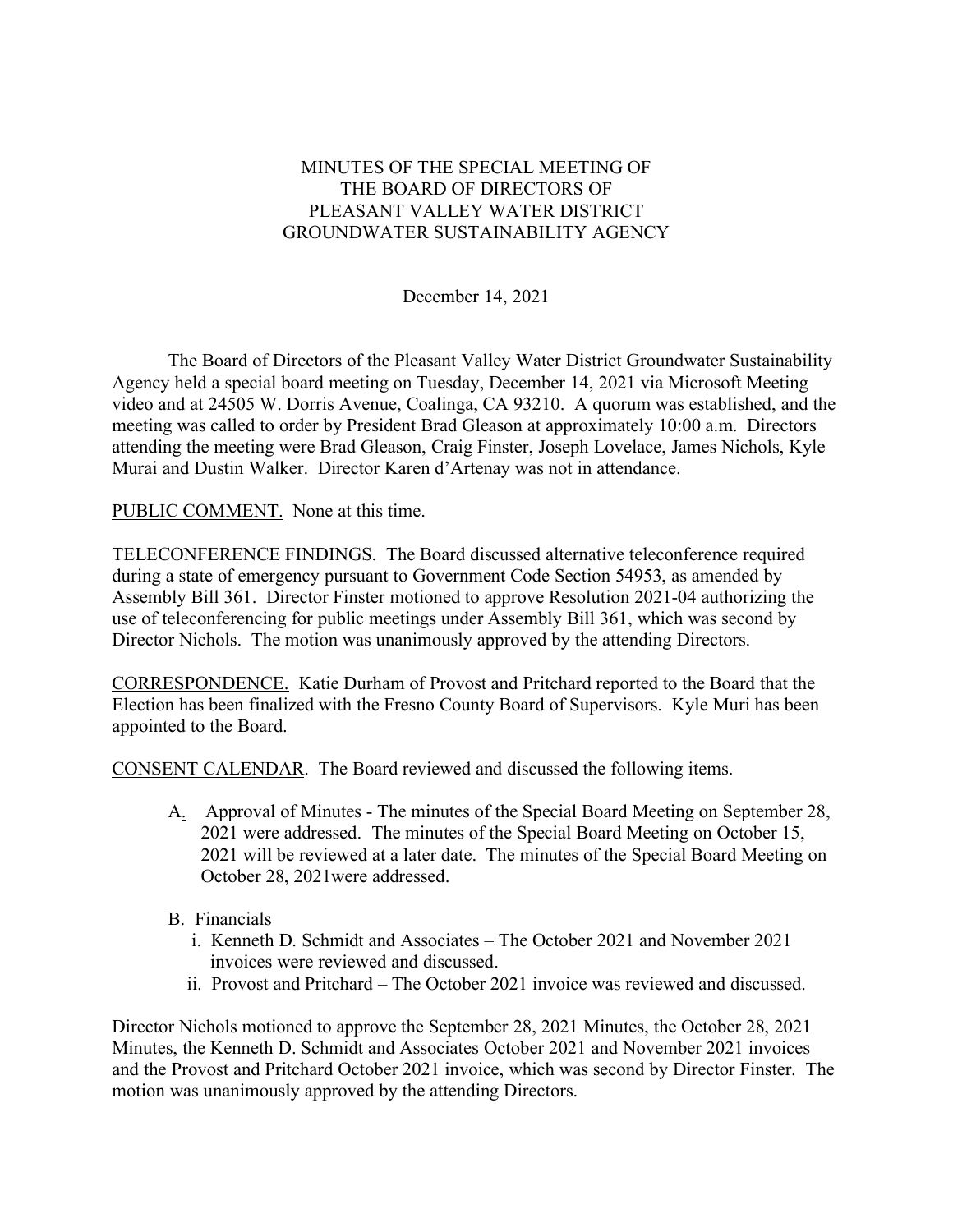# MINUTES OF THE SPECIAL MEETING OF THE BOARD OF DIRECTORS OF PLEASANT VALLEY WATER DISTRICT GROUNDWATER SUSTAINABILITY AGENCY

December 14, 2021

The Board of Directors of the Pleasant Valley Water District Groundwater Sustainability Agency held a special board meeting on Tuesday, December 14, 2021 via Microsoft Meeting video and at 24505 W. Dorris Avenue, Coalinga, CA 93210. A quorum was established, and the meeting was called to order by President Brad Gleason at approximately 10:00 a.m. Directors attending the meeting were Brad Gleason, Craig Finster, Joseph Lovelace, James Nichols, Kyle Murai and Dustin Walker. Director Karen d'Artenay was not in attendance.

PUBLIC COMMENT. None at this time.

TELECONFERENCE FINDINGS. The Board discussed alternative teleconference required during a state of emergency pursuant to Government Code Section 54953, as amended by Assembly Bill 361. Director Finster motioned to approve Resolution 2021-04 authorizing the use of teleconferencing for public meetings under Assembly Bill 361, which was second by Director Nichols. The motion was unanimously approved by the attending Directors.

CORRESPONDENCE. Katie Durham of Provost and Pritchard reported to the Board that the Election has been finalized with the Fresno County Board of Supervisors. Kyle Muri has been appointed to the Board.

CONSENT CALENDAR. The Board reviewed and discussed the following items.

- A. Approval of Minutes - The minutes of the Special Board Meeting on September 28, 2021 were addressed. The minutes of the Special Board Meeting on October 15, 2021 will be reviewed at a later date. The minutes of the Special Board Meeting on October 28, 2021were addressed.
- B. Financials
  - i. Kenneth D. Schmidt and Associates – The October 2021 and November 2021 invoices were reviewed and discussed.
  - ii. Provost and Pritchard – The October 2021 invoice was reviewed and discussed.

Director Nichols motioned to approve the September 28, 2021 Minutes, the October 28, 2021 Minutes, the Kenneth D. Schmidt and Associates October 2021 and November 2021 invoices and the Provost and Pritchard October 2021 invoice, which was second by Director Finster. The motion was unanimously approved by the attending Directors.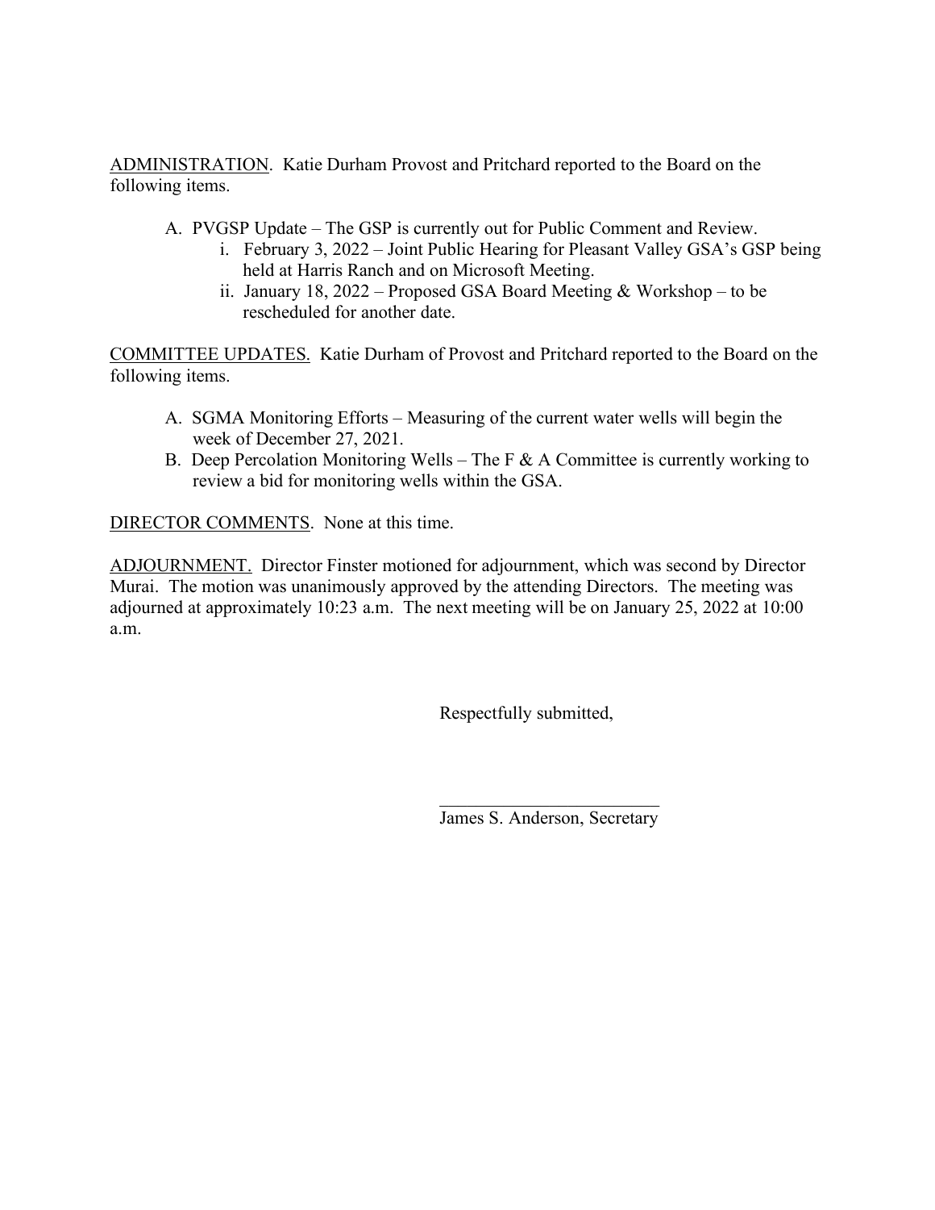ADMINISTRATION. Katie Durham Provost and Pritchard reported to the Board on the following items.

A. PVGSP Update – The GSP is currently out for Public Comment and Review.
   i. February 3, 2022 – Joint Public Hearing for Pleasant Valley GSA's GSP being held at Harris Ranch and on Microsoft Meeting.
   ii. January 18, 2022 – Proposed GSA Board Meeting & Workshop – to be rescheduled for another date.

COMMITTEE UPDATES. Katie Durham of Provost and Pritchard reported to the Board on the following items.

A. SGMA Monitoring Efforts – Measuring of the current water wells will begin the week of December 27, 2021.
B. Deep Percolation Monitoring Wells – The F & A Committee is currently working to review a bid for monitoring wells within the GSA.

DIRECTOR COMMENTS. None at this time.

ADJOURNMENT. Director Finster motioned for adjournment, which was second by Director Murai. The motion was unanimously approved by the attending Directors. The meeting was adjourned at approximately 10:23 a.m. The next meeting will be on January 25, 2022 at 10:00 a.m.

Respectfully submitted,

\_\_\_\_\_\_\_\_\_\_\_\_\_\_\_\_\_\_\_\_\_\_\_\_\_\_

James S. Anderson, Secretary